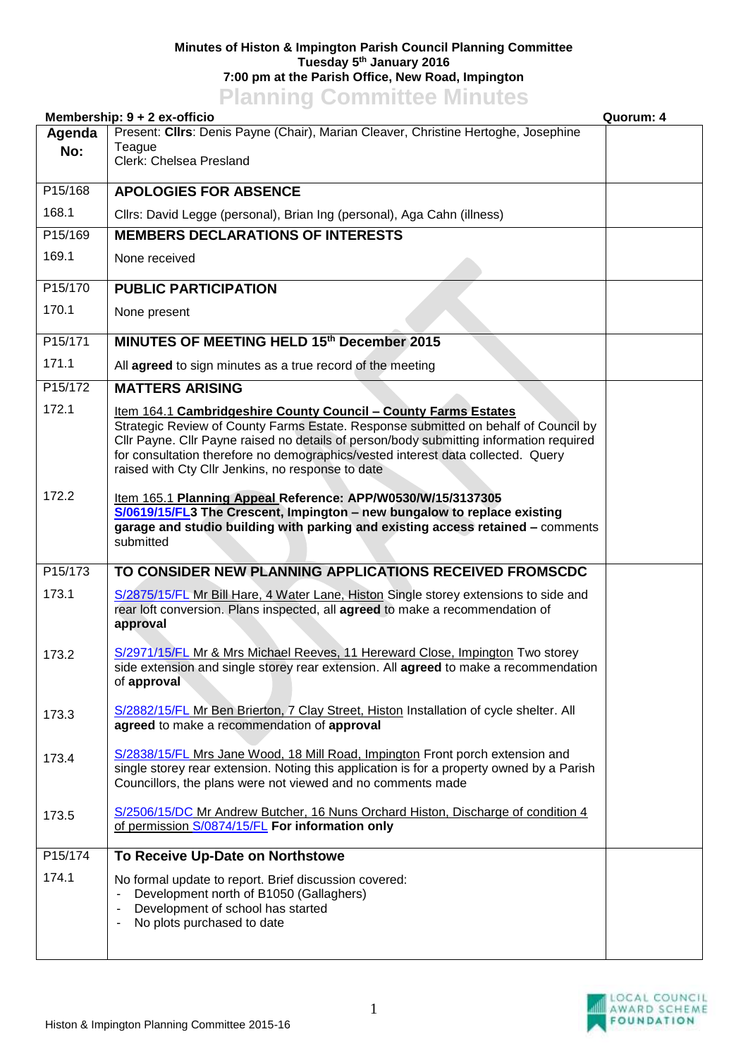**Minutes of Histon & Impington Parish Council Planning Committee**
**Tuesday 5th January 2016**
**7:00 pm at the Parish Office, New Road, Impington**

# Planning Committee Minutes

**Membership: 9 + 2 ex-officio** | **Quorum: 4**

| Agenda No: | | |
|---|---|---|
| | Present: **Cllrs**: Denis Payne (Chair), Marian Cleaver, Christine Hertoghe, Josephine Teague<br>Clerk: Chelsea Presland | |
| P15/168 | **APOLOGIES FOR ABSENCE** | |
| 168.1 | Cllrs: David Legge (personal), Brian Ing (personal), Aga Cahn (illness) | |
| P15/169 | **MEMBERS DECLARATIONS OF INTERESTS** | |
| 169.1 | None received | |
| P15/170 | **PUBLIC PARTICIPATION** | |
| 170.1 | None present | |
| P15/171 | **MINUTES OF MEETING HELD 15th December 2015** | |
| 171.1 | All **agreed** to sign minutes as a true record of the meeting | |
| P15/172 | **MATTERS ARISING** | |
| 172.1 | Item 164.1 **Cambridgeshire County Council – County Farms Estates**<br>Strategic Review of County Farms Estate. Response submitted on behalf of Council by Cllr Payne. Cllr Payne raised no details of person/body submitting information required for consultation therefore no demographics/vested interest data collected. Query raised with Cty Cllr Jenkins, no response to date | |
| 172.2 | Item 165.1 **Planning Appeal Reference: APP/W0530/W/15/3137305**<br>**S/0619/15/FL3 The Crescent, Impington – new bungalow to replace existing garage and studio building with parking and existing access retained –** comments submitted | |
| P15/173 | **TO CONSIDER NEW PLANNING APPLICATIONS RECEIVED FROMSCDC** | |
| 173.1 | S/2875/15/FL Mr Bill Hare, 4 Water Lane, Histon Single storey extensions to side and rear loft conversion. Plans inspected, all **agreed** to make a recommendation of **approval** | |
| 173.2 | S/2971/15/FL Mr & Mrs Michael Reeves, 11 Hereward Close, Impington Two storey side extension and single storey rear extension. All **agreed** to make a recommendation of **approval** | |
| 173.3 | S/2882/15/FL Mr Ben Brierton, 7 Clay Street, Histon Installation of cycle shelter. All **agreed** to make a recommendation of **approval** | |
| 173.4 | S/2838/15/FL Mrs Jane Wood, 18 Mill Road, Impington Front porch extension and single storey rear extension. Noting this application is for a property owned by a Parish Councillors, the plans were not viewed and no comments made | |
| 173.5 | S/2506/15/DC Mr Andrew Butcher, 16 Nuns Orchard Histon, Discharge of condition 4 of permission S/0874/15/FL **For information only** | |
| P15/174 | **To Receive Up-Date on Northstowe** | |
| 174.1 | No formal update to report. Brief discussion covered:<br>- Development north of B1050 (Gallaghers)<br>- Development of school has started<br>- No plots purchased to date | |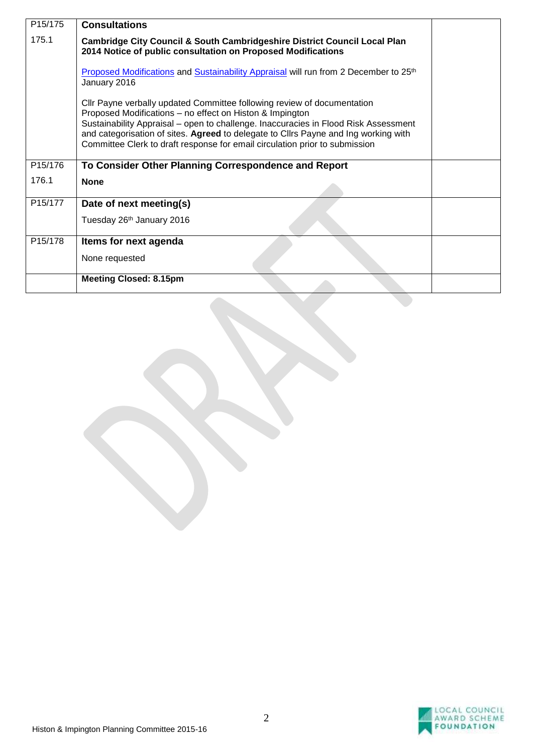| | | |
|---|---|---|
| P15/175 | **Consultations** | |
| 175.1 | **Cambridge City Council & South Cambridgeshire District Council Local Plan 2014 Notice of public consultation on Proposed Modifications**<br><br>Proposed Modifications and Sustainability Appraisal will run from 2 December to 25th January 2016<br><br>Cllr Payne verbally updated Committee following review of documentation<br>Proposed Modifications – no effect on Histon & Impington<br>Sustainability Appraisal – open to challenge. Inaccuracies in Flood Risk Assessment and categorisation of sites. **Agreed** to delegate to Cllrs Payne and Ing working with Committee Clerk to draft response for email circulation prior to submission | |
| P15/176 | **To Consider Other Planning Correspondence and Report** | |
| 176.1 | **None** | |
| P15/177 | **Date of next meeting(s)**<br><br>Tuesday 26th January 2016 | |
| P15/178 | **Items for next agenda**<br><br>None requested | |
| | **Meeting Closed: 8.15pm** | |

DRAFT